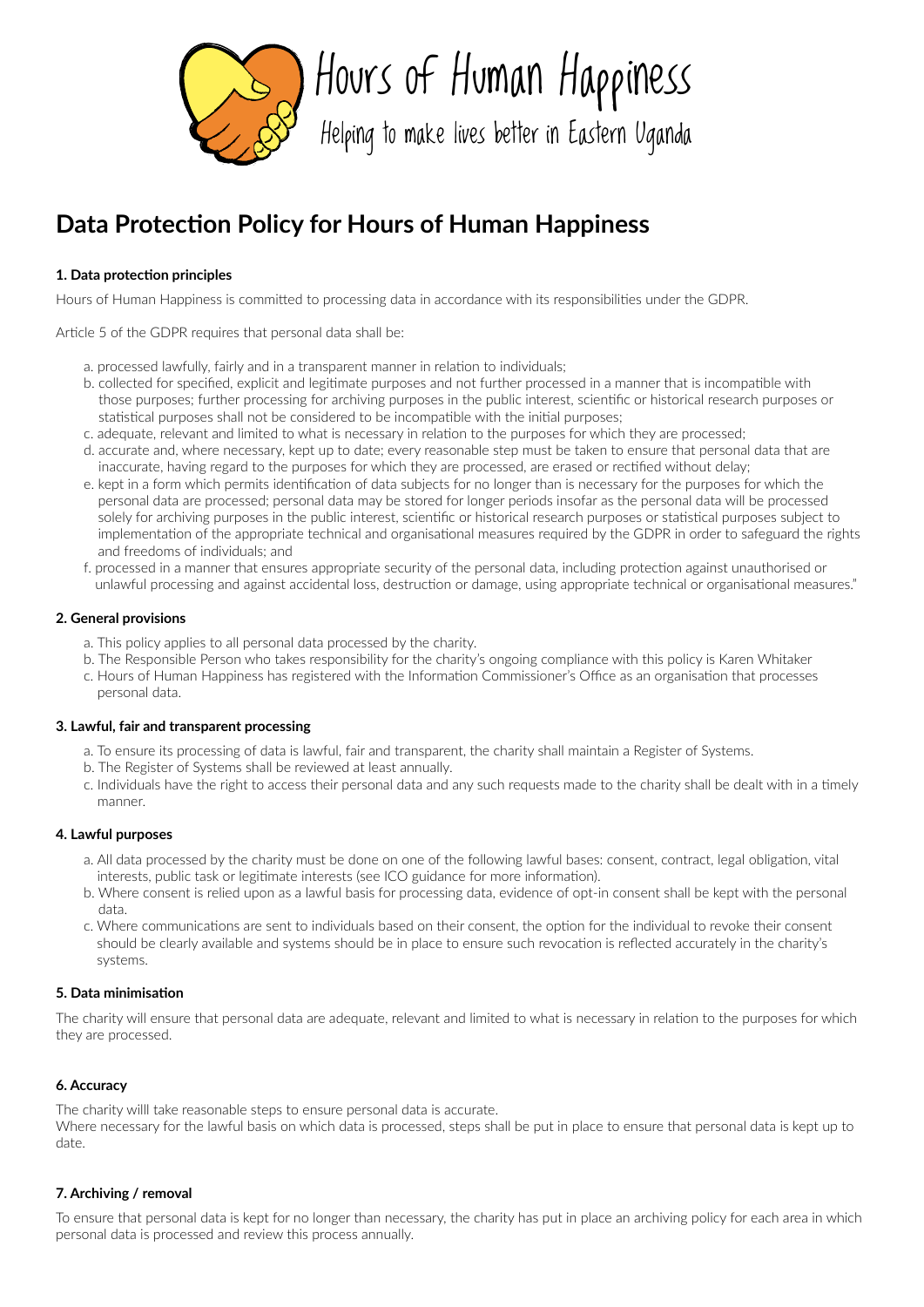Hours of Human Happiness

Helping to make lives better in Eastern Uganda

# Data Protection Policy for Hours of Human Happiness

### 1. Data protection principles

Hours of Human Happiness is committed to processing data in accordance with its responsibilities under the GDPR.

Article 5 of the GDPR requires that personal data shall be:

a. processed lawfully, fairly and in a transparent manner in relation to individuals;
b. collected for specified, explicit and legitimate purposes and not further processed in a manner that is incompatible with those purposes; further processing for archiving purposes in the public interest, scientific or historical research purposes or statistical purposes shall not be considered to be incompatible with the initial purposes;
c. adequate, relevant and limited to what is necessary in relation to the purposes for which they are processed;
d. accurate and, where necessary, kept up to date; every reasonable step must be taken to ensure that personal data that are inaccurate, having regard to the purposes for which they are processed, are erased or rectified without delay;
e. kept in a form which permits identification of data subjects for no longer than is necessary for the purposes for which the personal data are processed; personal data may be stored for longer periods insofar as the personal data will be processed solely for archiving purposes in the public interest, scientific or historical research purposes or statistical purposes subject to implementation of the appropriate technical and organisational measures required by the GDPR in order to safeguard the rights and freedoms of individuals; and
f. processed in a manner that ensures appropriate security of the personal data, including protection against unauthorised or unlawful processing and against accidental loss, destruction or damage, using appropriate technical or organisational measures."

### 2. General provisions

a. This policy applies to all personal data processed by the charity.
b. The Responsible Person who takes responsibility for the charity's ongoing compliance with this policy is Karen Whitaker
c. Hours of Human Happiness has registered with the Information Commissioner's Office as an organisation that processes personal data.

### 3. Lawful, fair and transparent processing

a. To ensure its processing of data is lawful, fair and transparent, the charity shall maintain a Register of Systems.
b. The Register of Systems shall be reviewed at least annually.
c. Individuals have the right to access their personal data and any such requests made to the charity shall be dealt with in a timely manner.

### 4. Lawful purposes

a. All data processed by the charity must be done on one of the following lawful bases: consent, contract, legal obligation, vital interests, public task or legitimate interests (see ICO guidance for more information).
b. Where consent is relied upon as a lawful basis for processing data, evidence of opt-in consent shall be kept with the personal data.
c. Where communications are sent to individuals based on their consent, the option for the individual to revoke their consent should be clearly available and systems should be in place to ensure such revocation is reflected accurately in the charity's systems.

### 5. Data minimisation

The charity will ensure that personal data are adequate, relevant and limited to what is necessary in relation to the purposes for which they are processed.

### 6. Accuracy

The charity willl take reasonable steps to ensure personal data is accurate.
Where necessary for the lawful basis on which data is processed, steps shall be put in place to ensure that personal data is kept up to date.

### 7. Archiving / removal

To ensure that personal data is kept for no longer than necessary, the charity has put in place an archiving policy for each area in which personal data is processed and review this process annually.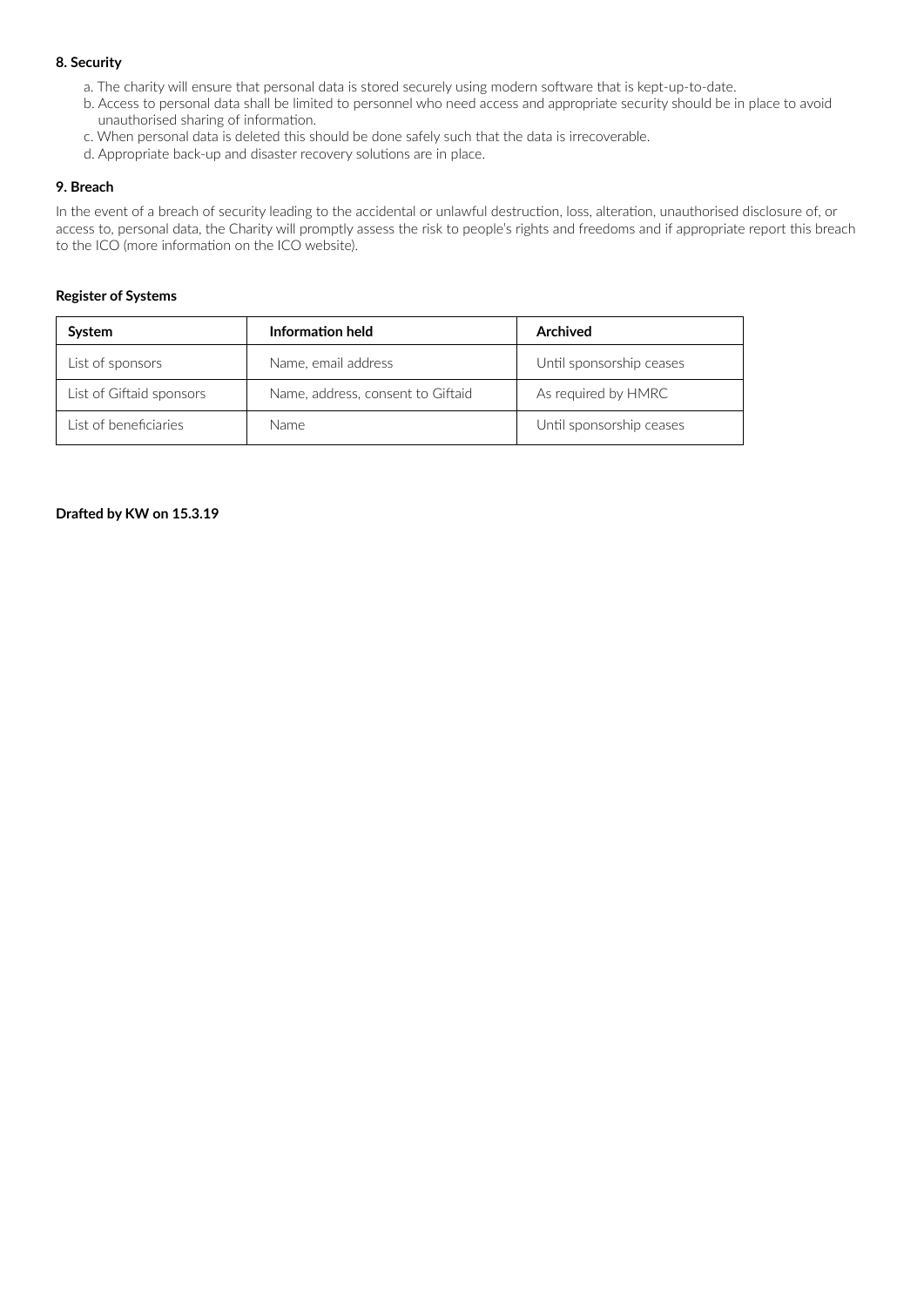**8. Security**

a. The charity will ensure that personal data is stored securely using modern software that is kept-up-to-date.
b. Access to personal data shall be limited to personnel who need access and appropriate security should be in place to avoid unauthorised sharing of information.
c. When personal data is deleted this should be done safely such that the data is irrecoverable.
d. Appropriate back-up and disaster recovery solutions are in place.

**9. Breach**

In the event of a breach of security leading to the accidental or unlawful destruction, loss, alteration, unauthorised disclosure of, or access to, personal data, the Charity will promptly assess the risk to people's rights and freedoms and if appropriate report this breach to the ICO (more information on the ICO website).

**Register of Systems**

| System | Information held | Archived |
|---|---|---|
| List of sponsors | Name, email address | Until sponsorship ceases |
| List of Giftaid sponsors | Name, address, consent to Giftaid | As required by HMRC |
| List of beneficiaries | Name | Until sponsorship ceases |

**Drafted by KW on 15.3.19**